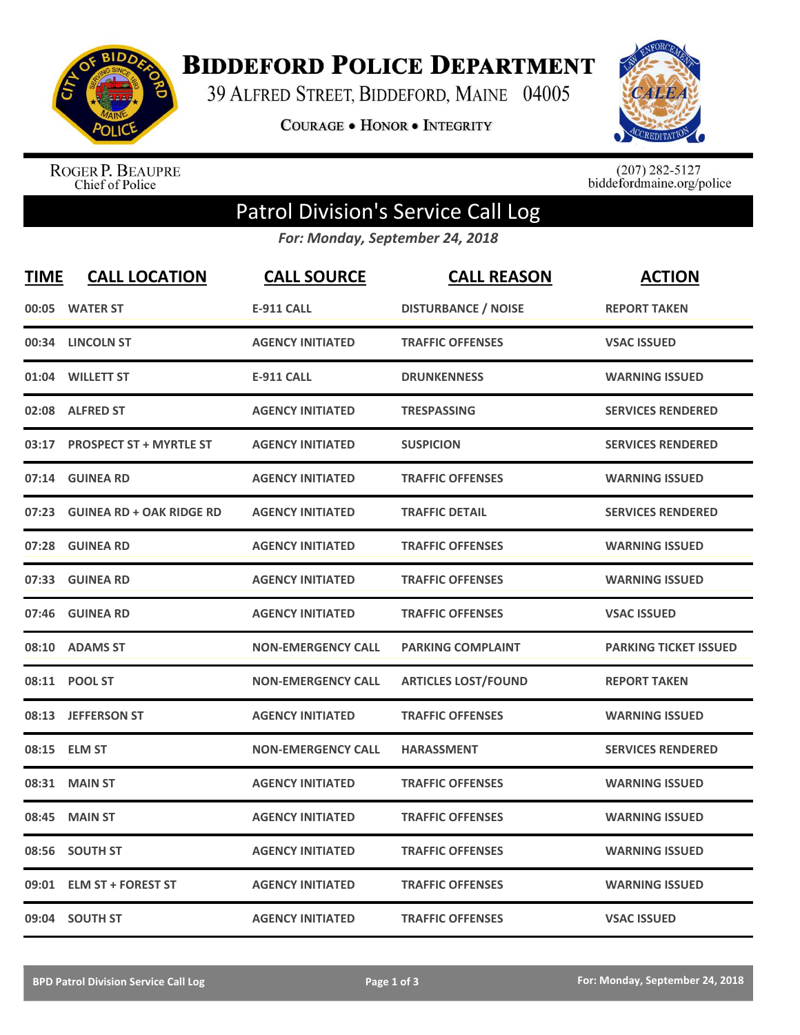# Biddeford Police Department

39 Alfred Street, Biddeford, Maine 04005

Courage • Honor • Integrity

Roger P. Beaupre
Chief of Police

(207) 282-5127
biddefordmaine.org/police

## Patrol Division's Service Call Log

*For: Monday, September 24, 2018*

| TIME | CALL LOCATION | CALL SOURCE | CALL REASON | ACTION |
|---|---|---|---|---|
| 00:05 | WATER ST | E-911 CALL | DISTURBANCE / NOISE | REPORT TAKEN |
| 00:34 | LINCOLN ST | AGENCY INITIATED | TRAFFIC OFFENSES | VSAC ISSUED |
| 01:04 | WILLETT ST | E-911 CALL | DRUNKENNESS | WARNING ISSUED |
| 02:08 | ALFRED ST | AGENCY INITIATED | TRESPASSING | SERVICES RENDERED |
| 03:17 | PROSPECT ST + MYRTLE ST | AGENCY INITIATED | SUSPICION | SERVICES RENDERED |
| 07:14 | GUINEA RD | AGENCY INITIATED | TRAFFIC OFFENSES | WARNING ISSUED |
| 07:23 | GUINEA RD + OAK RIDGE RD | AGENCY INITIATED | TRAFFIC DETAIL | SERVICES RENDERED |
| 07:28 | GUINEA RD | AGENCY INITIATED | TRAFFIC OFFENSES | WARNING ISSUED |
| 07:33 | GUINEA RD | AGENCY INITIATED | TRAFFIC OFFENSES | WARNING ISSUED |
| 07:46 | GUINEA RD | AGENCY INITIATED | TRAFFIC OFFENSES | VSAC ISSUED |
| 08:10 | ADAMS ST | NON-EMERGENCY CALL | PARKING COMPLAINT | PARKING TICKET ISSUED |
| 08:11 | POOL ST | NON-EMERGENCY CALL | ARTICLES LOST/FOUND | REPORT TAKEN |
| 08:13 | JEFFERSON ST | AGENCY INITIATED | TRAFFIC OFFENSES | WARNING ISSUED |
| 08:15 | ELM ST | NON-EMERGENCY CALL | HARASSMENT | SERVICES RENDERED |
| 08:31 | MAIN ST | AGENCY INITIATED | TRAFFIC OFFENSES | WARNING ISSUED |
| 08:45 | MAIN ST | AGENCY INITIATED | TRAFFIC OFFENSES | WARNING ISSUED |
| 08:56 | SOUTH ST | AGENCY INITIATED | TRAFFIC OFFENSES | WARNING ISSUED |
| 09:01 | ELM ST + FOREST ST | AGENCY INITIATED | TRAFFIC OFFENSES | WARNING ISSUED |
| 09:04 | SOUTH ST | AGENCY INITIATED | TRAFFIC OFFENSES | VSAC ISSUED |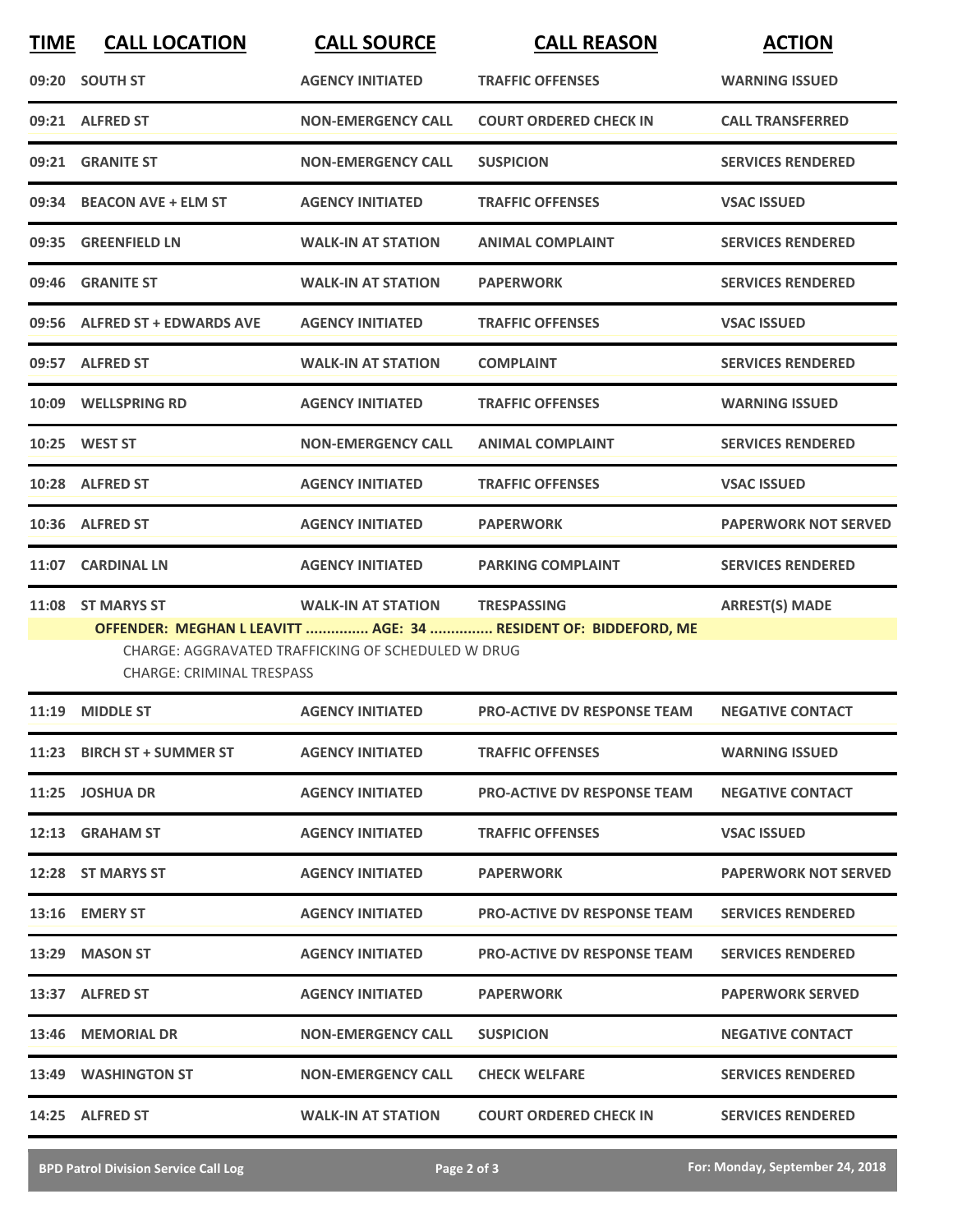| TIME | CALL LOCATION | CALL SOURCE | CALL REASON | ACTION |
|---|---|---|---|---|
| 09:20 | SOUTH ST | AGENCY INITIATED | TRAFFIC OFFENSES | WARNING ISSUED |
| 09:21 | ALFRED ST | NON-EMERGENCY CALL | COURT ORDERED CHECK IN | CALL TRANSFERRED |
| 09:21 | GRANITE ST | NON-EMERGENCY CALL | SUSPICION | SERVICES RENDERED |
| 09:34 | BEACON AVE + ELM ST | AGENCY INITIATED | TRAFFIC OFFENSES | VSAC ISSUED |
| 09:35 | GREENFIELD LN | WALK-IN AT STATION | ANIMAL COMPLAINT | SERVICES RENDERED |
| 09:46 | GRANITE ST | WALK-IN AT STATION | PAPERWORK | SERVICES RENDERED |
| 09:56 | ALFRED ST + EDWARDS AVE | AGENCY INITIATED | TRAFFIC OFFENSES | VSAC ISSUED |
| 09:57 | ALFRED ST | WALK-IN AT STATION | COMPLAINT | SERVICES RENDERED |
| 10:09 | WELLSPRING RD | AGENCY INITIATED | TRAFFIC OFFENSES | WARNING ISSUED |
| 10:25 | WEST ST | NON-EMERGENCY CALL | ANIMAL COMPLAINT | SERVICES RENDERED |
| 10:28 | ALFRED ST | AGENCY INITIATED | TRAFFIC OFFENSES | VSAC ISSUED |
| 10:36 | ALFRED ST | AGENCY INITIATED | PAPERWORK | PAPERWORK NOT SERVED |
| 11:07 | CARDINAL LN | AGENCY INITIATED | PARKING COMPLAINT | SERVICES RENDERED |
| 11:08 | ST MARYS ST | WALK-IN AT STATION | TRESPASSING | ARREST(S) MADE |
| | **OFFENDER: MEGHAN L LEAVITT ............... AGE: 34 ............... RESIDENT OF: BIDDEFORD, ME** | | | |
| | CHARGE: AGGRAVATED TRAFFICKING OF SCHEDULED W DRUG | | | |
| | CHARGE: CRIMINAL TRESPASS | | | |
| 11:19 | MIDDLE ST | AGENCY INITIATED | PRO-ACTIVE DV RESPONSE TEAM | NEGATIVE CONTACT |
| 11:23 | BIRCH ST + SUMMER ST | AGENCY INITIATED | TRAFFIC OFFENSES | WARNING ISSUED |
| 11:25 | JOSHUA DR | AGENCY INITIATED | PRO-ACTIVE DV RESPONSE TEAM | NEGATIVE CONTACT |
| 12:13 | GRAHAM ST | AGENCY INITIATED | TRAFFIC OFFENSES | VSAC ISSUED |
| 12:28 | ST MARYS ST | AGENCY INITIATED | PAPERWORK | PAPERWORK NOT SERVED |
| 13:16 | EMERY ST | AGENCY INITIATED | PRO-ACTIVE DV RESPONSE TEAM | SERVICES RENDERED |
| 13:29 | MASON ST | AGENCY INITIATED | PRO-ACTIVE DV RESPONSE TEAM | SERVICES RENDERED |
| 13:37 | ALFRED ST | AGENCY INITIATED | PAPERWORK | PAPERWORK SERVED |
| 13:46 | MEMORIAL DR | NON-EMERGENCY CALL | SUSPICION | NEGATIVE CONTACT |
| 13:49 | WASHINGTON ST | NON-EMERGENCY CALL | CHECK WELFARE | SERVICES RENDERED |
| 14:25 | ALFRED ST | WALK-IN AT STATION | COURT ORDERED CHECK IN | SERVICES RENDERED |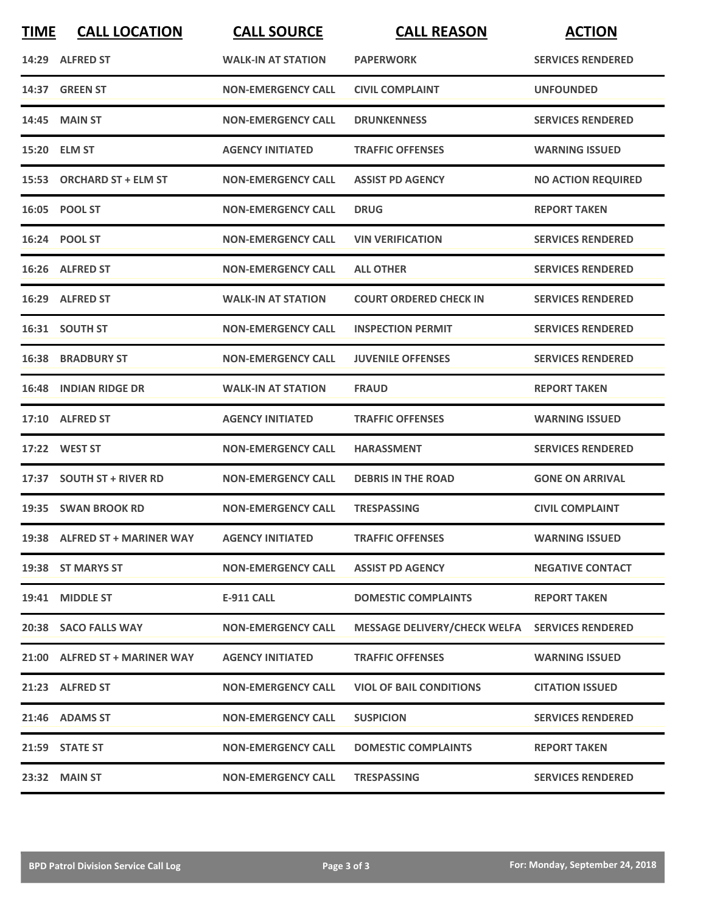| TIME | CALL LOCATION | CALL SOURCE | CALL REASON | ACTION |
|---|---|---|---|---|
| 14:29 | ALFRED ST | WALK-IN AT STATION | PAPERWORK | SERVICES RENDERED |
| 14:37 | GREEN ST | NON-EMERGENCY CALL | CIVIL COMPLAINT | UNFOUNDED |
| 14:45 | MAIN ST | NON-EMERGENCY CALL | DRUNKENNESS | SERVICES RENDERED |
| 15:20 | ELM ST | AGENCY INITIATED | TRAFFIC OFFENSES | WARNING ISSUED |
| 15:53 | ORCHARD ST + ELM ST | NON-EMERGENCY CALL | ASSIST PD AGENCY | NO ACTION REQUIRED |
| 16:05 | POOL ST | NON-EMERGENCY CALL | DRUG | REPORT TAKEN |
| 16:24 | POOL ST | NON-EMERGENCY CALL | VIN VERIFICATION | SERVICES RENDERED |
| 16:26 | ALFRED ST | NON-EMERGENCY CALL | ALL OTHER | SERVICES RENDERED |
| 16:29 | ALFRED ST | WALK-IN AT STATION | COURT ORDERED CHECK IN | SERVICES RENDERED |
| 16:31 | SOUTH ST | NON-EMERGENCY CALL | INSPECTION PERMIT | SERVICES RENDERED |
| 16:38 | BRADBURY ST | NON-EMERGENCY CALL | JUVENILE OFFENSES | SERVICES RENDERED |
| 16:48 | INDIAN RIDGE DR | WALK-IN AT STATION | FRAUD | REPORT TAKEN |
| 17:10 | ALFRED ST | AGENCY INITIATED | TRAFFIC OFFENSES | WARNING ISSUED |
| 17:22 | WEST ST | NON-EMERGENCY CALL | HARASSMENT | SERVICES RENDERED |
| 17:37 | SOUTH ST + RIVER RD | NON-EMERGENCY CALL | DEBRIS IN THE ROAD | GONE ON ARRIVAL |
| 19:35 | SWAN BROOK RD | NON-EMERGENCY CALL | TRESPASSING | CIVIL COMPLAINT |
| 19:38 | ALFRED ST + MARINER WAY | AGENCY INITIATED | TRAFFIC OFFENSES | WARNING ISSUED |
| 19:38 | ST MARYS ST | NON-EMERGENCY CALL | ASSIST PD AGENCY | NEGATIVE CONTACT |
| 19:41 | MIDDLE ST | E-911 CALL | DOMESTIC COMPLAINTS | REPORT TAKEN |
| 20:38 | SACO FALLS WAY | NON-EMERGENCY CALL | MESSAGE DELIVERY/CHECK WELFA | SERVICES RENDERED |
| 21:00 | ALFRED ST + MARINER WAY | AGENCY INITIATED | TRAFFIC OFFENSES | WARNING ISSUED |
| 21:23 | ALFRED ST | NON-EMERGENCY CALL | VIOL OF BAIL CONDITIONS | CITATION ISSUED |
| 21:46 | ADAMS ST | NON-EMERGENCY CALL | SUSPICION | SERVICES RENDERED |
| 21:59 | STATE ST | NON-EMERGENCY CALL | DOMESTIC COMPLAINTS | REPORT TAKEN |
| 23:32 | MAIN ST | NON-EMERGENCY CALL | TRESPASSING | SERVICES RENDERED |